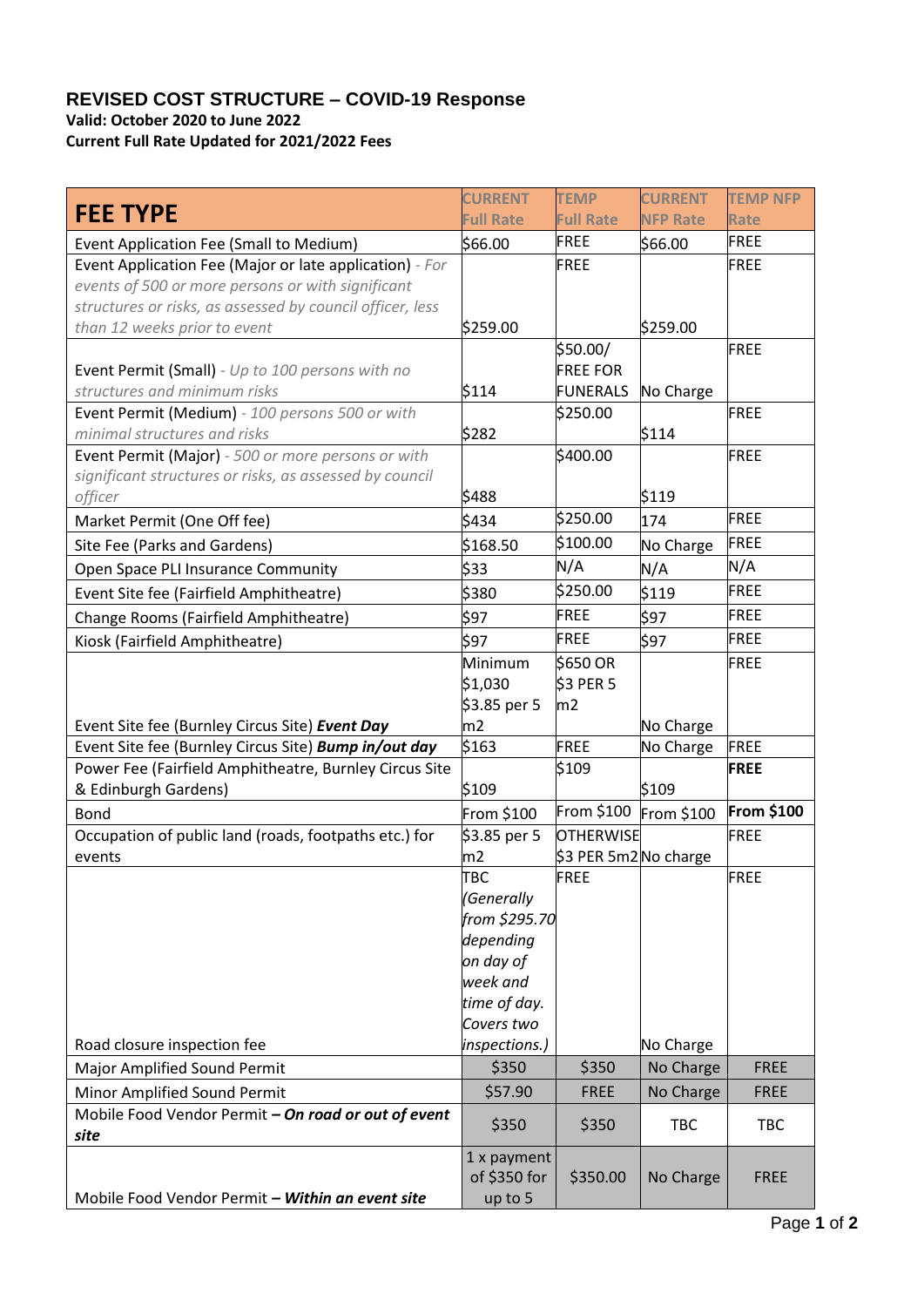# REVISED COST STRUCTURE – COVID-19 Response

**Valid: October 2020 to June 2022**

**Current Full Rate Updated for 2021/2022 Fees**

| FEE TYPE | CURRENT Full Rate | TEMP Full Rate | CURRENT NFP Rate | TEMP NFP Rate |
|---|---|---|---|---|
| Event Application Fee (Small to Medium) | $66.00 | FREE | $66.00 | FREE |
| Event Application Fee (Major or late application) - *For events of 500 or more persons or with significant structures or risks, as assessed by council officer, less than 12 weeks prior to event* | $259.00 | FREE | $259.00 | FREE |
| Event Permit (Small) - *Up to 100 persons with no structures and minimum risks* | $114 | $50.00/ FREE FOR FUNERALS | No Charge | FREE |
| Event Permit (Medium) - *100 persons 500 or with minimal structures and risks* | $282 | $250.00 | $114 | FREE |
| Event Permit (Major) - *500 or more persons or with significant structures or risks, as assessed by council officer* | $488 | $400.00 | $119 | FREE |
| Market Permit (One Off fee) | $434 | $250.00 | 174 | FREE |
| Site Fee (Parks and Gardens) | $168.50 | $100.00 | No Charge | FREE |
| Open Space PLI Insurance Community | $33 | N/A | N/A | N/A |
| Event Site fee (Fairfield Amphitheatre) | $380 | $250.00 | $119 | FREE |
| Change Rooms (Fairfield Amphitheatre) | $97 | FREE | $97 | FREE |
| Kiosk (Fairfield Amphitheatre) | $97 | FREE | $97 | FREE |
| Event Site fee (Burnley Circus Site) ***Event Day*** | Minimum $1,030 $3.85 per 5 m2 | $650 OR $3 PER 5 m2 | No Charge | FREE |
| Event Site fee (Burnley Circus Site) ***Bump in/out day*** | $163 | FREE | No Charge | FREE |
| Power Fee (Fairfield Amphitheatre, Burnley Circus Site & Edinburgh Gardens) | $109 | $109 | $109 | **FREE** |
| Bond | From $100 | From $100 | From $100 | **From $100** |
| Occupation of public land (roads, footpaths etc.) for events | $3.85 per 5 m2 | OTHERWISE $3 PER 5m2 | No charge | FREE |
| Road closure inspection fee | TBC *(Generally from $295.70 depending on day of week and time of day. Covers two inspections.)* | FREE | No Charge | FREE |
| Major Amplified Sound Permit | $350 | $350 | No Charge | FREE |
| Minor Amplified Sound Permit | $57.90 | FREE | No Charge | FREE |
| Mobile Food Vendor Permit ***– On road or out of event site*** | $350 | $350 | TBC | TBC |
| Mobile Food Vendor Permit ***– Within an event site*** | 1 x payment of $350 for up to 5 | $350.00 | No Charge | FREE |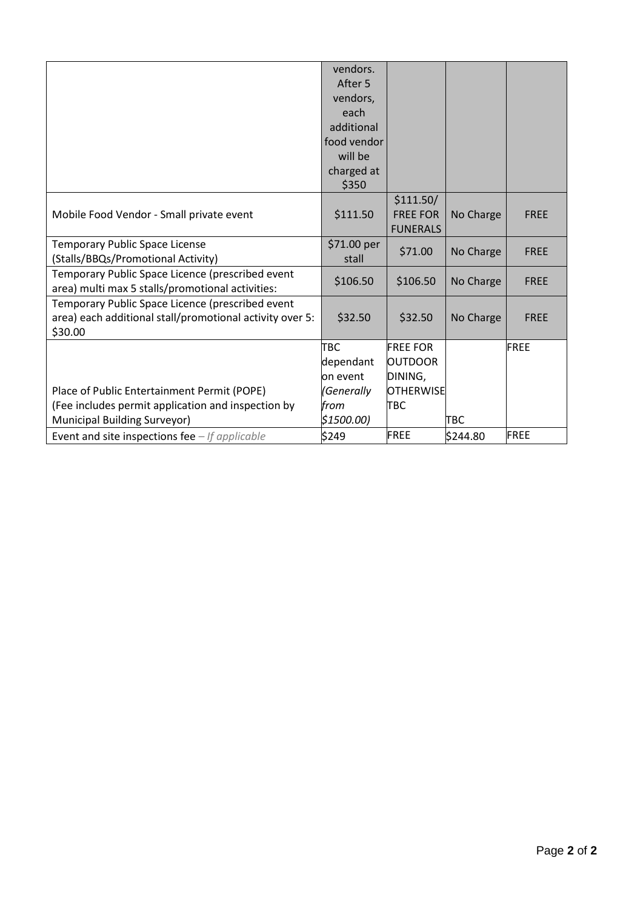| | | | | |
|---|---|---|---|---|
| | vendors. After 5 vendors, each additional food vendor will be charged at $350 | | | |
| Mobile Food Vendor - Small private event | $111.50 | $111.50/ FREE FOR FUNERALS | No Charge | FREE |
| Temporary Public Space License (Stalls/BBQs/Promotional Activity) | $71.00 per stall | $71.00 | No Charge | FREE |
| Temporary Public Space Licence (prescribed event area) multi max 5 stalls/promotional activities: | $106.50 | $106.50 | No Charge | FREE |
| Temporary Public Space Licence (prescribed event area) each additional stall/promotional activity over 5: $30.00 | $32.50 | $32.50 | No Charge | FREE |
| Place of Public Entertainment Permit (POPE) (Fee includes permit application and inspection by Municipal Building Surveyor) | TBC dependant on event *(Generally from $1500.00)* | FREE FOR OUTDOOR DINING, OTHERWISE TBC | TBC | FREE |
| Event and site inspections fee – *If applicable* | $249 | FREE | $244.80 | FREE |